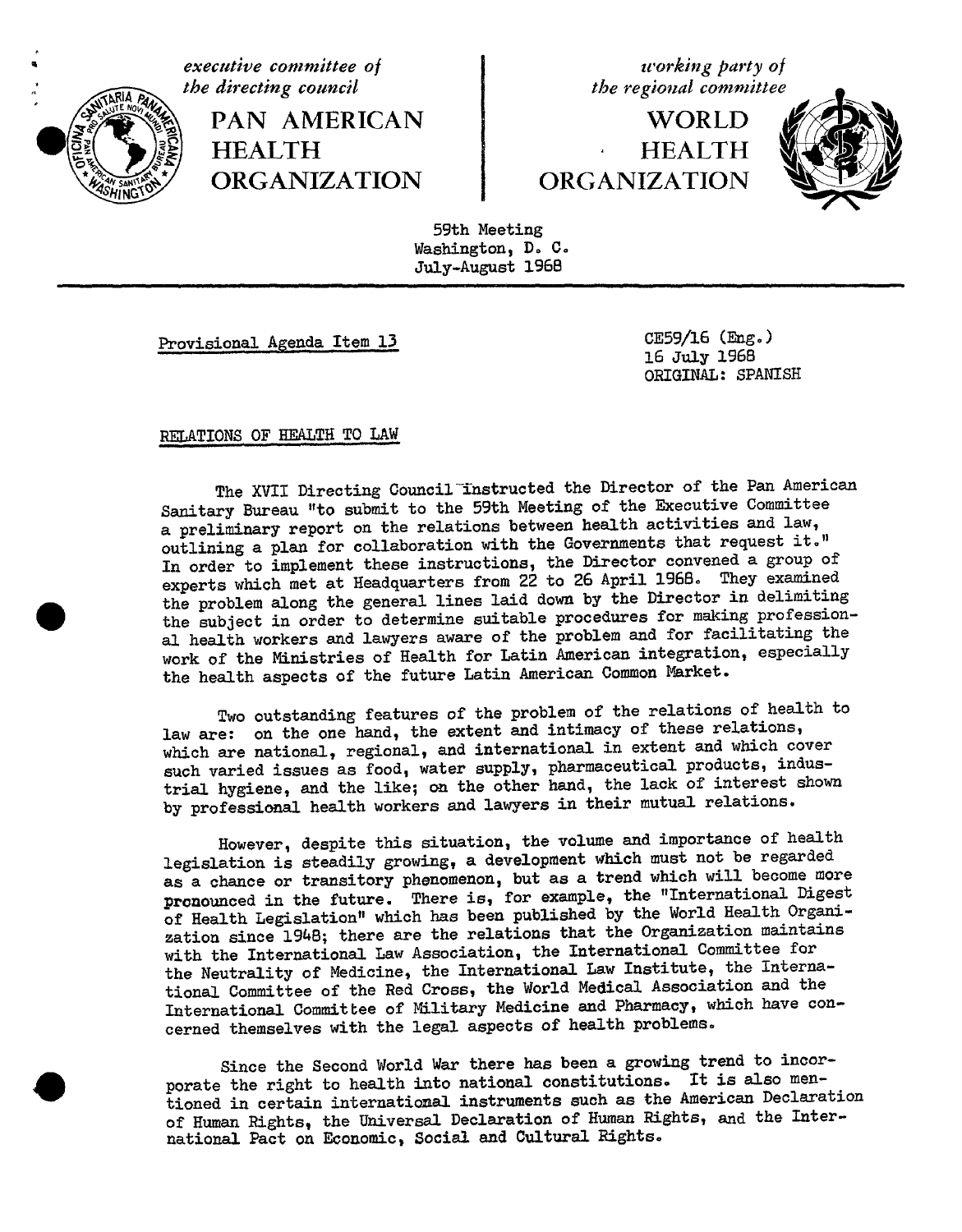*executive committee of the directing council*

**PAN AMERICAN HEALTH ORGANIZATION**

*working party of the regional committee*

**WORLD HEALTH ORGANIZATION**

59th Meeting
Washington, D. C.
July-August 1968

Provisional Agenda Item 13

CE59/16 (Eng.)
16 July 1968
ORIGINAL: SPANISH

RELATIONS OF HEALTH TO LAW

The XVII Directing Council instructed the Director of the Pan American Sanitary Bureau "to submit to the 59th Meeting of the Executive Committee a preliminary report on the relations between health activities and law, outlining a plan for collaboration with the Governments that request it." In order to implement these instructions, the Director convened a group of experts which met at Headquarters from 22 to 26 April 1968. They examined the problem along the general lines laid down by the Director in delimiting the subject in order to determine suitable procedures for making professional health workers and lawyers aware of the problem and for facilitating the work of the Ministries of Health for Latin American integration, especially the health aspects of the future Latin American Common Market.

Two outstanding features of the problem of the relations of health to law are: on the one hand, the extent and intimacy of these relations, which are national, regional, and international in extent and which cover such varied issues as food, water supply, pharmaceutical products, industrial hygiene, and the like; on the other hand, the lack of interest shown by professional health workers and lawyers in their mutual relations.

However, despite this situation, the volume and importance of health legislation is steadily growing, a development which must not be regarded as a chance or transitory phenomenon, but as a trend which will become more pronounced in the future. There is, for example, the "International Digest of Health Legislation" which has been published by the World Health Organization since 1948; there are the relations that the Organization maintains with the International Law Association, the International Committee for the Neutrality of Medicine, the International Law Institute, the International Committee of the Red Cross, the World Medical Association and the International Committee of Military Medicine and Pharmacy, which have concerned themselves with the legal aspects of health problems.

Since the Second World War there has been a growing trend to incorporate the right to health into national constitutions. It is also mentioned in certain international instruments such as the American Declaration of Human Rights, the Universal Declaration of Human Rights, and the International Pact on Economic, Social and Cultural Rights.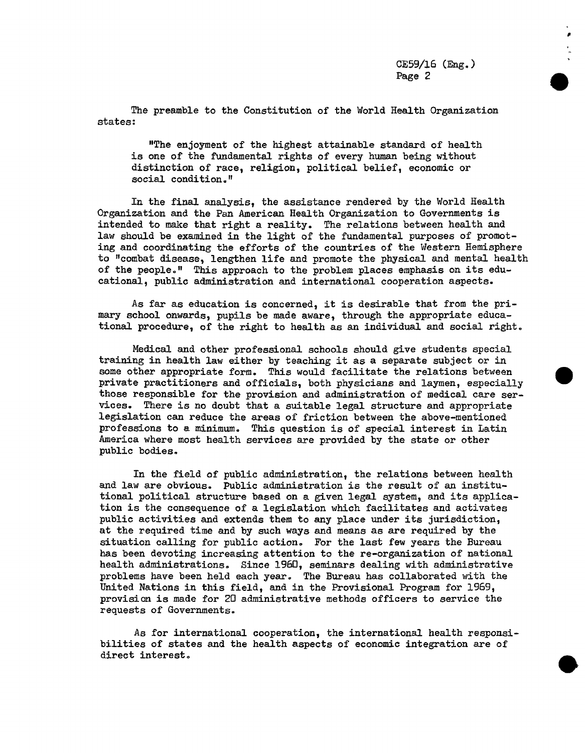The preamble to the Constitution of the World Health Organization states:

> "The enjoyment of the highest attainable standard of health is one of the fundamental rights of every human being without distinction of race, religion, political belief, economic or social condition."

In the final analysis, the assistance rendered by the World Health Organization and the Pan American Health Organization to Governments is intended to make that right a reality. The relations between health and law should be examined in the light of the fundamental purposes of promoting and coordinating the efforts of the countries of the Western Hemisphere to "combat disease, lengthen life and promote the physical and mental health of the people." This approach to the problem places emphasis on its educational, public administration and international cooperation aspects.

As far as education is concerned, it is desirable that from the primary school onwards, pupils be made aware, through the appropriate educational procedure, of the right to health as an individual and social right.

Medical and other professional schools should give students special training in health law either by teaching it as a separate subject or in some other appropriate form. This would facilitate the relations between private practitioners and officials, both physicians and laymen, especially those responsible for the provision and administration of medical care services. There is no doubt that a suitable legal structure and appropriate legislation can reduce the areas of friction between the above-mentioned professions to a minimum. This question is of special interest in Latin America where most health services are provided by the state or other public bodies.

In the field of public administration, the relations between health and law are obvious. Public administration is the result of an institutional political structure based on a given legal system, and its application is the consequence of a legislation which facilitates and activates public activities and extends them to any place under its jurisdiction, at the required time and by such ways and means as are required by the situation calling for public action. For the last few years the Bureau has been devoting increasing attention to the re-organization of national health administrations. Since 1960, seminars dealing with administrative problems have been held each year. The Bureau has collaborated with the United Nations in this field, and in the Provisional Program for 1969, provision is made for 20 administrative methods officers to service the requests of Governments.

As for international cooperation, the international health responsibilities of states and the health aspects of economic integration are of direct interest.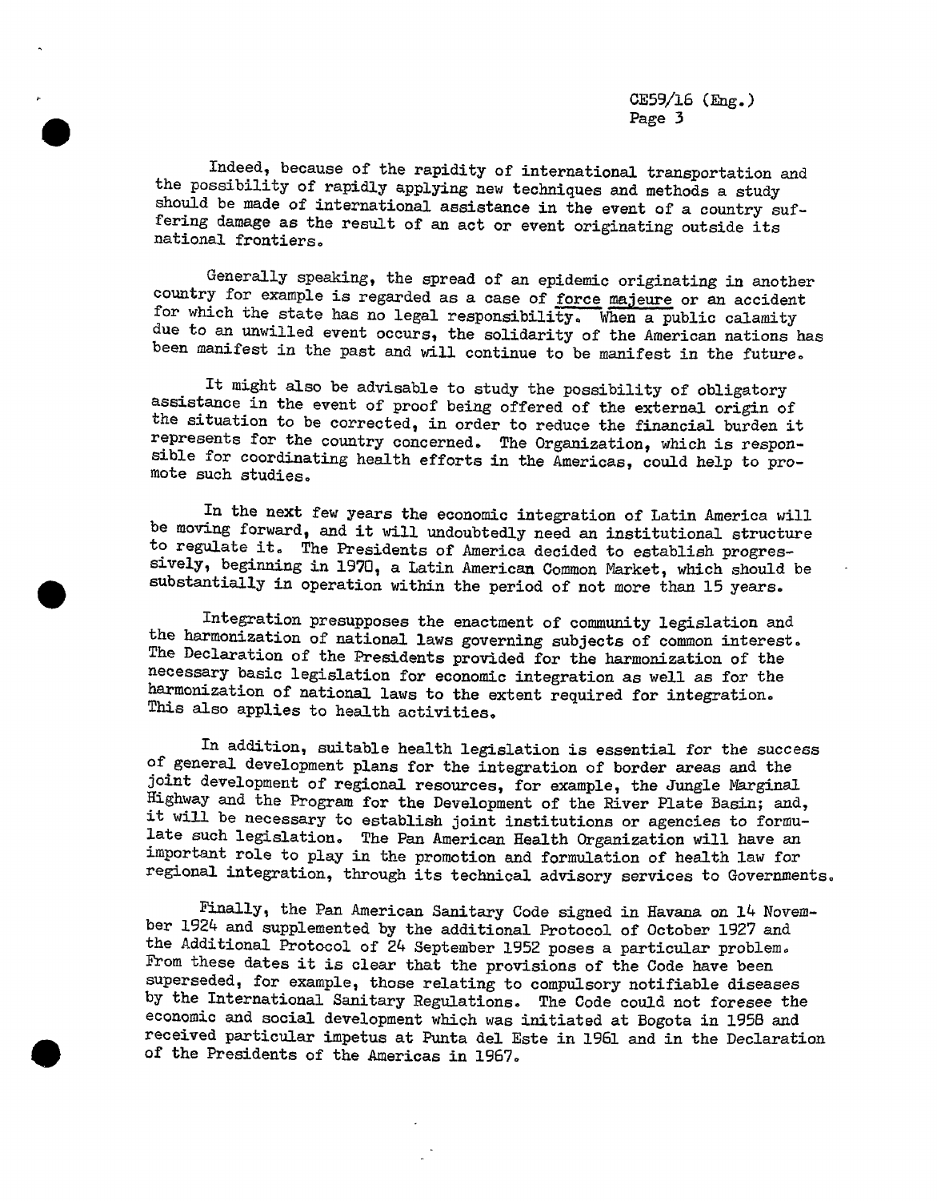Indeed, because of the rapidity of international transportation and the possibility of rapidly applying new techniques and methods a study should be made of international assistance in the event of a country suffering damage as the result of an act or event originating outside its national frontiers.

Generally speaking, the spread of an epidemic originating in another country for example is regarded as a case of force majeure or an accident for which the state has no legal responsibility. When a public calamity due to an unwilled event occurs, the solidarity of the American nations has been manifest in the past and will continue to be manifest in the future.

It might also be advisable to study the possibility of obligatory assistance in the event of proof being offered of the external origin of the situation to be corrected, in order to reduce the financial burden it represents for the country concerned. The Organization, which is responsible for coordinating health efforts in the Americas, could help to promote such studies.

In the next few years the economic integration of Latin America will be moving forward, and it will undoubtedly need an institutional structure to regulate it. The Presidents of America decided to establish progressively, beginning in 1970, a Latin American Common Market, which should be substantially in operation within the period of not more than 15 years.

Integration presupposes the enactment of community legislation and the harmonization of national laws governing subjects of common interest. The Declaration of the Presidents provided for the harmonization of the necessary basic legislation for economic integration as well as for the harmonization of national laws to the extent required for integration. This also applies to health activities.

In addition, suitable health legislation is essential for the success of general development plans for the integration of border areas and the joint development of regional resources, for example, the Jungle Marginal Highway and the Program for the Development of the River Plate Basin; and, it will be necessary to establish joint institutions or agencies to formulate such legislation. The Pan American Health Organization will have an important role to play in the promotion and formulation of health law for regional integration, through its technical advisory services to Governments.

Finally, the Pan American Sanitary Code signed in Havana on 14 November 1924 and supplemented by the additional Protocol of October 1927 and the Additional Protocol of 24 September 1952 poses a particular problem. From these dates it is clear that the provisions of the Code have been superseded, for example, those relating to compulsory notifiable diseases by the International Sanitary Regulations. The Code could not foresee the economic and social development which was initiated at Bogota in 1958 and received particular impetus at Punta del Este in 1961 and in the Declaration of the Presidents of the Americas in 1967.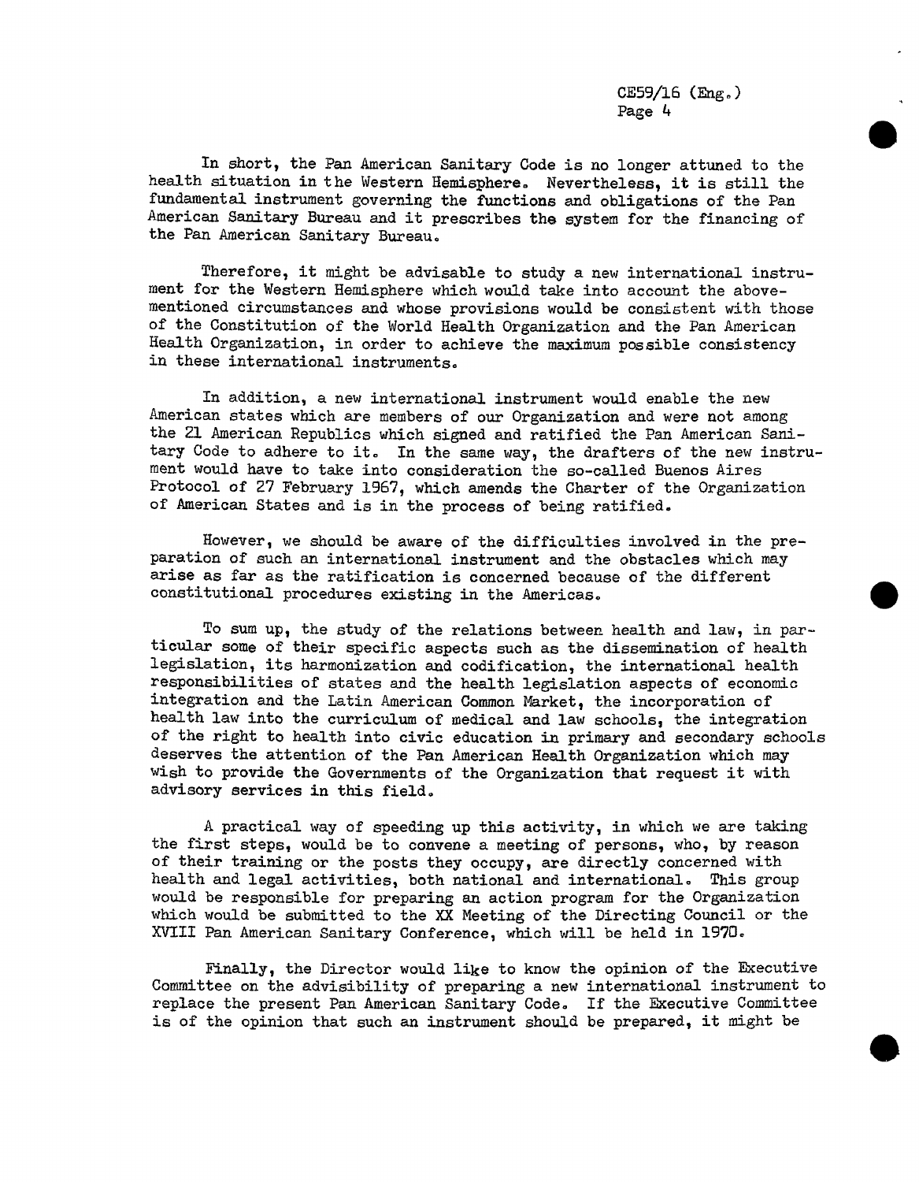In short, the Pan American Sanitary Code is no longer attuned to the health situation in the Western Hemisphere. Nevertheless, it is still the fundamental instrument governing the functions and obligations of the Pan American Sanitary Bureau and it prescribes the system for the financing of the Pan American Sanitary Bureau.

Therefore, it might be advisable to study a new international instrument for the Western Hemisphere which would take into account the above-mentioned circumstances and whose provisions would be consistent with those of the Constitution of the World Health Organization and the Pan American Health Organization, in order to achieve the maximum possible consistency in these international instruments.

In addition, a new international instrument would enable the new American states which are members of our Organization and were not among the 21 American Republics which signed and ratified the Pan American Sanitary Code to adhere to it. In the same way, the drafters of the new instrument would have to take into consideration the so-called Buenos Aires Protocol of 27 February 1967, which amends the Charter of the Organization of American States and is in the process of being ratified.

However, we should be aware of the difficulties involved in the preparation of such an international instrument and the obstacles which may arise as far as the ratification is concerned because of the different constitutional procedures existing in the Americas.

To sum up, the study of the relations between health and law, in particular some of their specific aspects such as the dissemination of health legislation, its harmonization and codification, the international health responsibilities of states and the health legislation aspects of economic integration and the Latin American Common Market, the incorporation of health law into the curriculum of medical and law schools, the integration of the right to health into civic education in primary and secondary schools deserves the attention of the Pan American Health Organization which may wish to provide the Governments of the Organization that request it with advisory services in this field.

A practical way of speeding up this activity, in which we are taking the first steps, would be to convene a meeting of persons, who, by reason of their training or the posts they occupy, are directly concerned with health and legal activities, both national and international. This group would be responsible for preparing an action program for the Organization which would be submitted to the XX Meeting of the Directing Council or the XVIII Pan American Sanitary Conference, which will be held in 1970.

Finally, the Director would like to know the opinion of the Executive Committee on the advisibility of preparing a new international instrument to replace the present Pan American Sanitary Code. If the Executive Committee is of the opinion that such an instrument should be prepared, it might be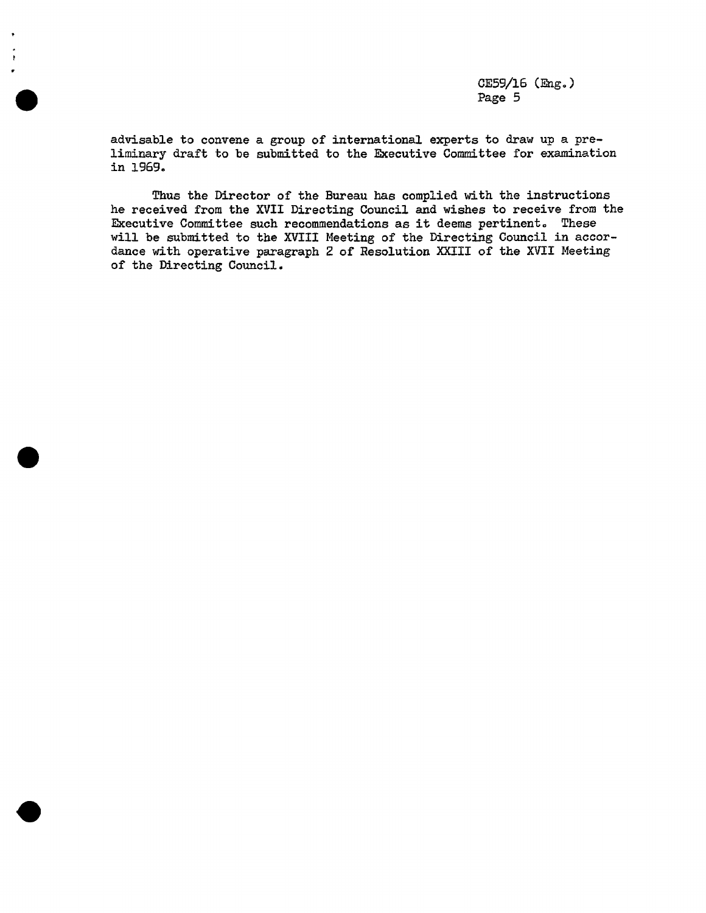advisable to convene a group of international experts to draw up a preliminary draft to be submitted to the Executive Committee for examination in 1969.

Thus the Director of the Bureau has complied with the instructions he received from the XVII Directing Council and wishes to receive from the Executive Committee such recommendations as it deems pertinent. These will be submitted to the XVIII Meeting of the Directing Council in accordance with operative paragraph 2 of Resolution XXIII of the XVII Meeting of the Directing Council.